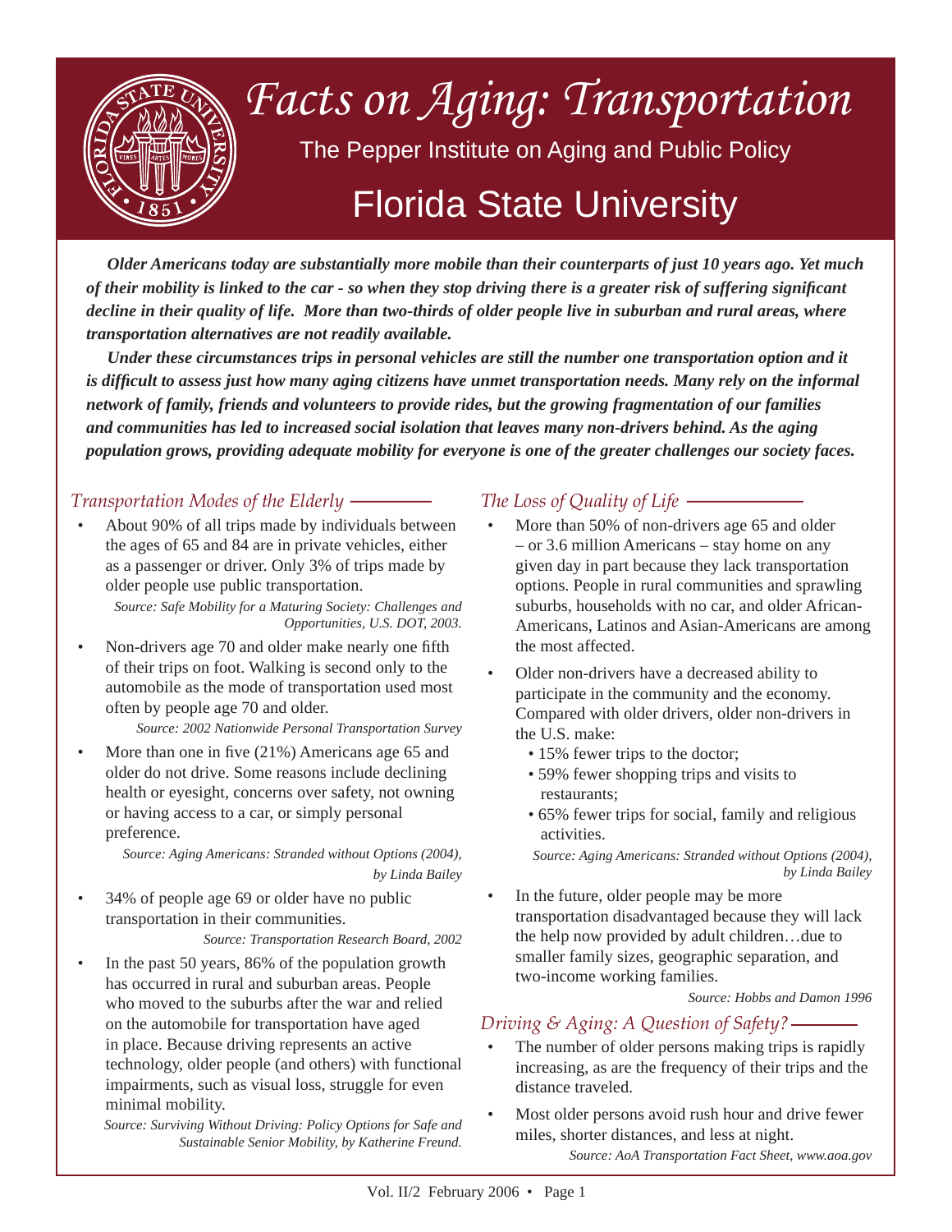# Facts on Aging: Transportation

## The Pepper Institute on Aging and Public Policy

## Florida State University

***Older Americans today are substantially more mobile than their counterparts of just 10 years ago. Yet much of their mobility is linked to the car - so when they stop driving there is a greater risk of suffering significant decline in their quality of life. More than two-thirds of older people live in suburban and rural areas, where transportation alternatives are not readily available.***

***Under these circumstances trips in personal vehicles are still the number one transportation option and it is difficult to assess just how many aging citizens have unmet transportation needs. Many rely on the informal network of family, friends and volunteers to provide rides, but the growing fragmentation of our families and communities has led to increased social isolation that leaves many non-drivers behind. As the aging population grows, providing adequate mobility for everyone is one of the greater challenges our society faces.***

### *Transportation Modes of the Elderly*

- About 90% of all trips made by individuals between the ages of 65 and 84 are in private vehicles, either as a passenger or driver. Only 3% of trips made by older people use public transportation.

  *Source: Safe Mobility for a Maturing Society: Challenges and Opportunities, U.S. DOT, 2003.*

- Non-drivers age 70 and older make nearly one fifth of their trips on foot. Walking is second only to the automobile as the mode of transportation used most often by people age 70 and older.

  *Source: 2002 Nationwide Personal Transportation Survey*

- More than one in five (21%) Americans age 65 and older do not drive. Some reasons include declining health or eyesight, concerns over safety, not owning or having access to a car, or simply personal preference.

  *Source: Aging Americans: Stranded without Options (2004), by Linda Bailey*

- 34% of people age 69 or older have no public transportation in their communities.

  *Source: Transportation Research Board, 2002*

- In the past 50 years, 86% of the population growth has occurred in rural and suburban areas. People who moved to the suburbs after the war and relied on the automobile for transportation have aged in place. Because driving represents an active technology, older people (and others) with functional impairments, such as visual loss, struggle for even minimal mobility.

  *Source: Surviving Without Driving: Policy Options for Safe and Sustainable Senior Mobility, by Katherine Freund.*

### *The Loss of Quality of Life*

- More than 50% of non-drivers age 65 and older – or 3.6 million Americans – stay home on any given day in part because they lack transportation options. People in rural communities and sprawling suburbs, households with no car, and older African-Americans, Latinos and Asian-Americans are among the most affected.

- Older non-drivers have a decreased ability to participate in the community and the economy. Compared with older drivers, older non-drivers in the U.S. make:
  - 15% fewer trips to the doctor;
  - 59% fewer shopping trips and visits to restaurants;
  - 65% fewer trips for social, family and religious activities.

  *Source: Aging Americans: Stranded without Options (2004), by Linda Bailey*

- In the future, older people may be more transportation disadvantaged because they will lack the help now provided by adult children…due to smaller family sizes, geographic separation, and two-income working families.

  *Source: Hobbs and Damon 1996*

### *Driving & Aging: A Question of Safety?*

- The number of older persons making trips is rapidly increasing, as are the frequency of their trips and the distance traveled.

- Most older persons avoid rush hour and drive fewer miles, shorter distances, and less at night.

  *Source: AoA Transportation Fact Sheet, www.aoa.gov*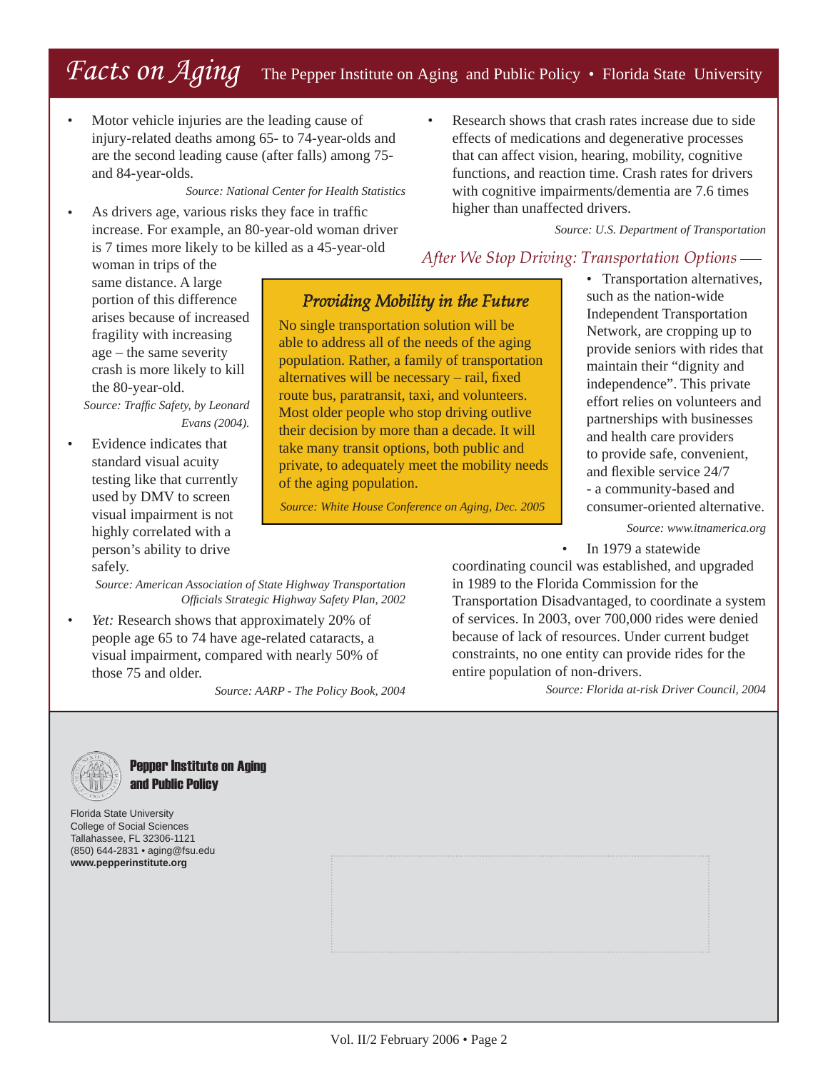# Facts on Aging

The Pepper Institute on Aging and Public Policy • Florida State University

- Motor vehicle injuries are the leading cause of injury-related deaths among 65- to 74-year-olds and are the second leading cause (after falls) among 75- and 84-year-olds.

*Source: National Center for Health Statistics*

- As drivers age, various risks they face in traffic increase. For example, an 80-year-old woman driver is 7 times more likely to be killed as a 45-year-old woman in trips of the same distance. A large portion of this difference arises because of increased fragility with increasing age – the same severity crash is more likely to kill the 80-year-old.

*Source: Traffic Safety, by Leonard Evans (2004).*

- Evidence indicates that standard visual acuity testing like that currently used by DMV to screen visual impairment is not highly correlated with a person's ability to drive safely.

*Source: American Association of State Highway Transportation Officials Strategic Highway Safety Plan, 2002*

- *Yet:* Research shows that approximately 20% of people age 65 to 74 have age-related cataracts, a visual impairment, compared with nearly 50% of those 75 and older.

*Source: AARP - The Policy Book, 2004*

- Research shows that crash rates increase due to side effects of medications and degenerative processes that can affect vision, hearing, mobility, cognitive functions, and reaction time. Crash rates for drivers with cognitive impairments/dementia are 7.6 times higher than unaffected drivers.

*Source: U.S. Department of Transportation*

## Providing Mobility in the Future

No single transportation solution will be able to address all of the needs of the aging population. Rather, a family of transportation alternatives will be necessary – rail, fixed route bus, paratransit, taxi, and volunteers. Most older people who stop driving outlive their decision by more than a decade. It will take many transit options, both public and private, to adequately meet the mobility needs of the aging population.

*Source: White House Conference on Aging, Dec. 2005*

## After We Stop Driving: Transportation Options

- Transportation alternatives, such as the nation-wide Independent Transportation Network, are cropping up to provide seniors with rides that maintain their "dignity and independence". This private effort relies on volunteers and partnerships with businesses and health care providers to provide safe, convenient, and flexible service 24/7 - a community-based and consumer-oriented alternative.

*Source: www.itnamerica.org*

- In 1979 a statewide coordinating council was established, and upgraded in 1989 to the Florida Commission for the Transportation Disadvantaged, to coordinate a system of services. In 2003, over 700,000 rides were denied because of lack of resources. Under current budget constraints, no one entity can provide rides for the entire population of non-drivers.

*Source: Florida at-risk Driver Council, 2004*

**Pepper Institute on Aging and Public Policy**

Florida State University
College of Social Sciences
Tallahassee, FL 32306-1121
(850) 644-2831 • aging@fsu.edu
**www.pepperinstitute.org**